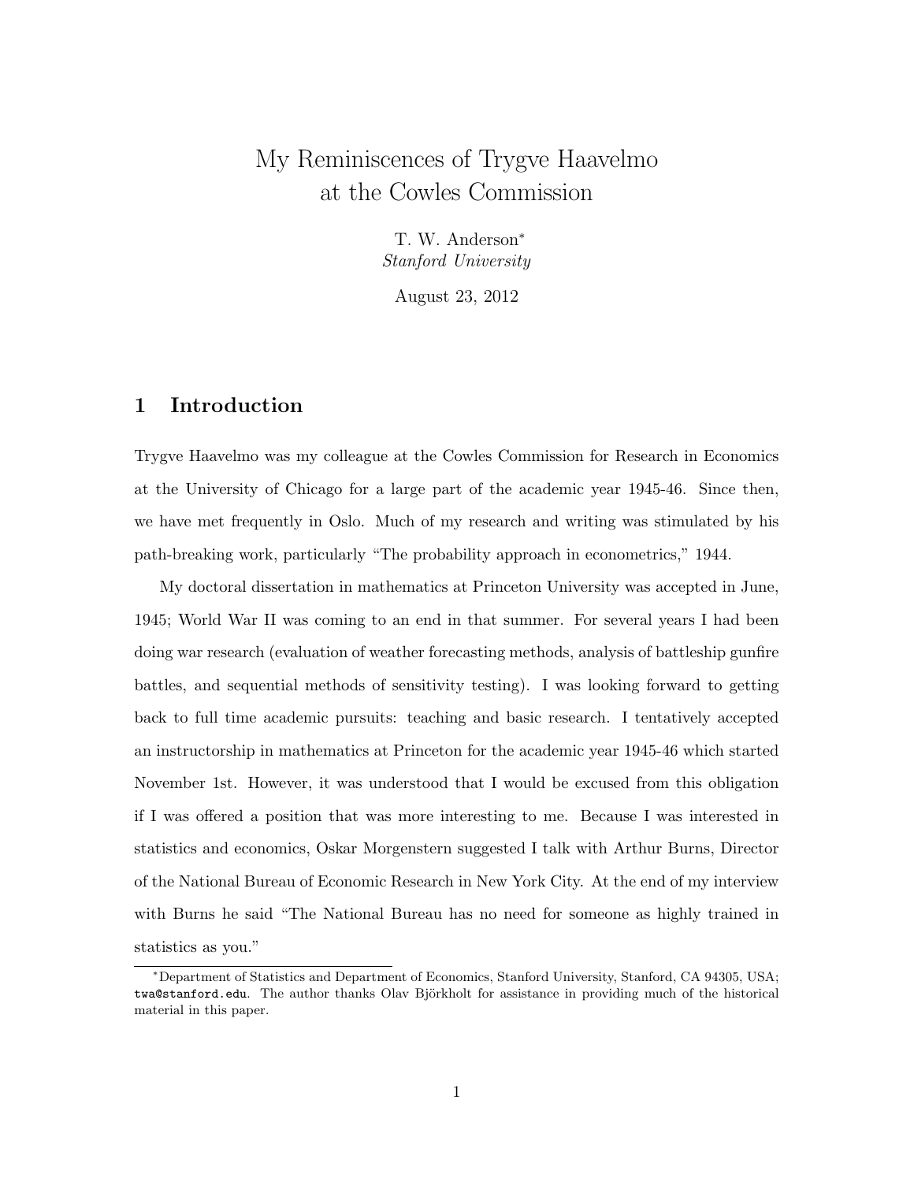# My Reminiscences of Trygve Haavelmo at the Cowles Commission

T. W. Anderson[*]
*Stanford University*

August 23, 2012

## 1 Introduction

Trygve Haavelmo was my colleague at the Cowles Commission for Research in Economics at the University of Chicago for a large part of the academic year 1945-46. Since then, we have met frequently in Oslo. Much of my research and writing was stimulated by his path-breaking work, particularly "The probability approach in econometrics," 1944.

My doctoral dissertation in mathematics at Princeton University was accepted in June, 1945; World War II was coming to an end in that summer. For several years I had been doing war research (evaluation of weather forecasting methods, analysis of battleship gunfire battles, and sequential methods of sensitivity testing). I was looking forward to getting back to full time academic pursuits: teaching and basic research. I tentatively accepted an instructorship in mathematics at Princeton for the academic year 1945-46 which started November 1st. However, it was understood that I would be excused from this obligation if I was offered a position that was more interesting to me. Because I was interested in statistics and economics, Oskar Morgenstern suggested I talk with Arthur Burns, Director of the National Bureau of Economic Research in New York City. At the end of my interview with Burns he said "The National Bureau has no need for someone as highly trained in statistics as you."

[*] Department of Statistics and Department of Economics, Stanford University, Stanford, CA 94305, USA; `twa@stanford.edu`. The author thanks Olav Björkholt for assistance in providing much of the historical material in this paper.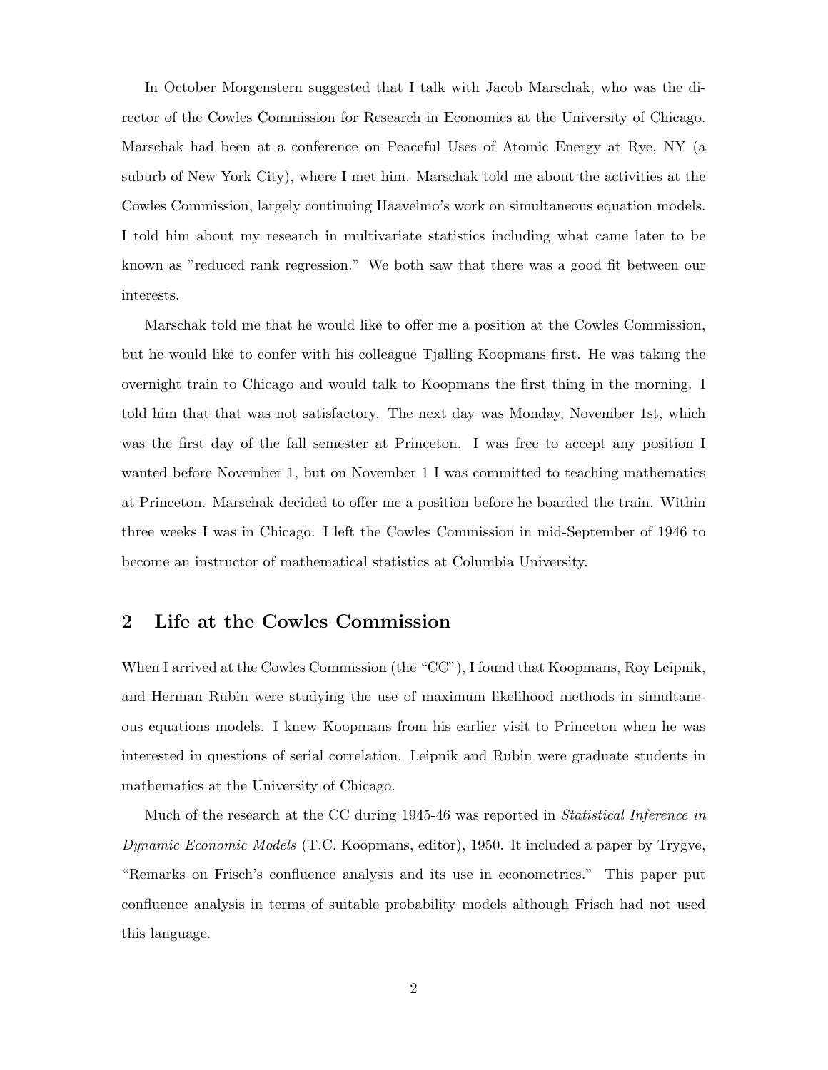In October Morgenstern suggested that I talk with Jacob Marschak, who was the director of the Cowles Commission for Research in Economics at the University of Chicago. Marschak had been at a conference on Peaceful Uses of Atomic Energy at Rye, NY (a suburb of New York City), where I met him. Marschak told me about the activities at the Cowles Commission, largely continuing Haavelmo's work on simultaneous equation models. I told him about my research in multivariate statistics including what came later to be known as "reduced rank regression." We both saw that there was a good fit between our interests.

Marschak told me that he would like to offer me a position at the Cowles Commission, but he would like to confer with his colleague Tjalling Koopmans first. He was taking the overnight train to Chicago and would talk to Koopmans the first thing in the morning. I told him that that was not satisfactory. The next day was Monday, November 1st, which was the first day of the fall semester at Princeton. I was free to accept any position I wanted before November 1, but on November 1 I was committed to teaching mathematics at Princeton. Marschak decided to offer me a position before he boarded the train. Within three weeks I was in Chicago. I left the Cowles Commission in mid-September of 1946 to become an instructor of mathematical statistics at Columbia University.

## 2 Life at the Cowles Commission

When I arrived at the Cowles Commission (the "CC"), I found that Koopmans, Roy Leipnik, and Herman Rubin were studying the use of maximum likelihood methods in simultaneous equations models. I knew Koopmans from his earlier visit to Princeton when he was interested in questions of serial correlation. Leipnik and Rubin were graduate students in mathematics at the University of Chicago.

Much of the research at the CC during 1945-46 was reported in *Statistical Inference in Dynamic Economic Models* (T.C. Koopmans, editor), 1950. It included a paper by Trygve, "Remarks on Frisch's confluence analysis and its use in econometrics." This paper put confluence analysis in terms of suitable probability models although Frisch had not used this language.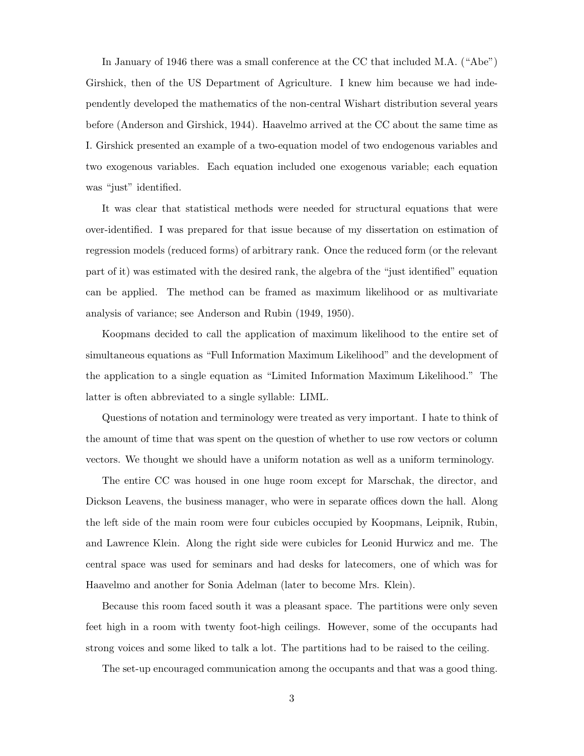In January of 1946 there was a small conference at the CC that included M.A. ("Abe") Girshick, then of the US Department of Agriculture. I knew him because we had independently developed the mathematics of the non-central Wishart distribution several years before (Anderson and Girshick, 1944). Haavelmo arrived at the CC about the same time as I. Girshick presented an example of a two-equation model of two endogenous variables and two exogenous variables. Each equation included one exogenous variable; each equation was "just" identified.

It was clear that statistical methods were needed for structural equations that were over-identified. I was prepared for that issue because of my dissertation on estimation of regression models (reduced forms) of arbitrary rank. Once the reduced form (or the relevant part of it) was estimated with the desired rank, the algebra of the "just identified" equation can be applied. The method can be framed as maximum likelihood or as multivariate analysis of variance; see Anderson and Rubin (1949, 1950).

Koopmans decided to call the application of maximum likelihood to the entire set of simultaneous equations as "Full Information Maximum Likelihood" and the development of the application to a single equation as "Limited Information Maximum Likelihood." The latter is often abbreviated to a single syllable: LIML.

Questions of notation and terminology were treated as very important. I hate to think of the amount of time that was spent on the question of whether to use row vectors or column vectors. We thought we should have a uniform notation as well as a uniform terminology.

The entire CC was housed in one huge room except for Marschak, the director, and Dickson Leavens, the business manager, who were in separate offices down the hall. Along the left side of the main room were four cubicles occupied by Koopmans, Leipnik, Rubin, and Lawrence Klein. Along the right side were cubicles for Leonid Hurwicz and me. The central space was used for seminars and had desks for latecomers, one of which was for Haavelmo and another for Sonia Adelman (later to become Mrs. Klein).

Because this room faced south it was a pleasant space. The partitions were only seven feet high in a room with twenty foot-high ceilings. However, some of the occupants had strong voices and some liked to talk a lot. The partitions had to be raised to the ceiling.

The set-up encouraged communication among the occupants and that was a good thing.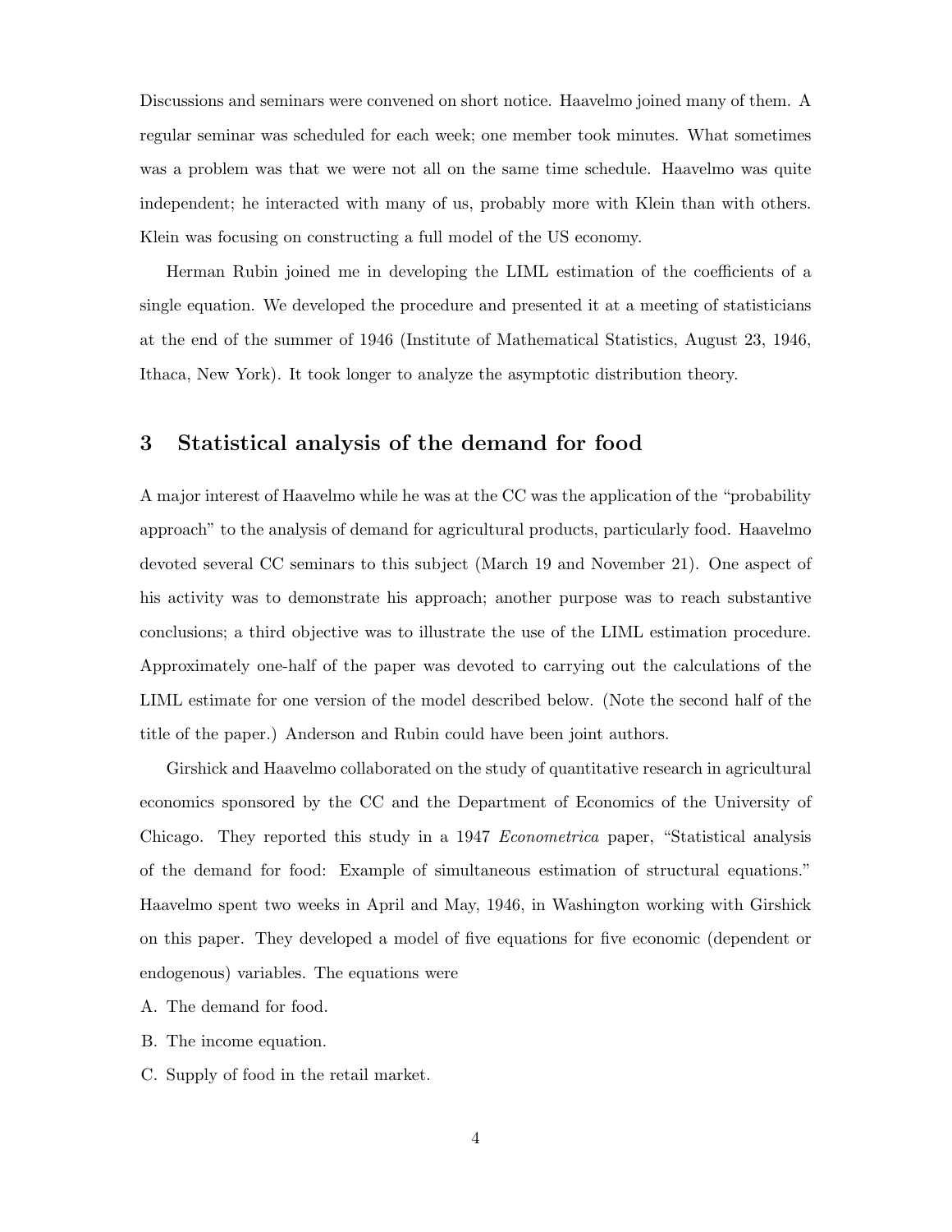Discussions and seminars were convened on short notice. Haavelmo joined many of them. A regular seminar was scheduled for each week; one member took minutes. What sometimes was a problem was that we were not all on the same time schedule. Haavelmo was quite independent; he interacted with many of us, probably more with Klein than with others. Klein was focusing on constructing a full model of the US economy.

Herman Rubin joined me in developing the LIML estimation of the coefficients of a single equation. We developed the procedure and presented it at a meeting of statisticians at the end of the summer of 1946 (Institute of Mathematical Statistics, August 23, 1946, Ithaca, New York). It took longer to analyze the asymptotic distribution theory.

## 3 Statistical analysis of the demand for food

A major interest of Haavelmo while he was at the CC was the application of the "probability approach" to the analysis of demand for agricultural products, particularly food. Haavelmo devoted several CC seminars to this subject (March 19 and November 21). One aspect of his activity was to demonstrate his approach; another purpose was to reach substantive conclusions; a third objective was to illustrate the use of the LIML estimation procedure. Approximately one-half of the paper was devoted to carrying out the calculations of the LIML estimate for one version of the model described below. (Note the second half of the title of the paper.) Anderson and Rubin could have been joint authors.

Girshick and Haavelmo collaborated on the study of quantitative research in agricultural economics sponsored by the CC and the Department of Economics of the University of Chicago. They reported this study in a 1947 *Econometrica* paper, "Statistical analysis of the demand for food: Example of simultaneous estimation of structural equations." Haavelmo spent two weeks in April and May, 1946, in Washington working with Girshick on this paper. They developed a model of five equations for five economic (dependent or endogenous) variables. The equations were

A. The demand for food.

B. The income equation.

C. Supply of food in the retail market.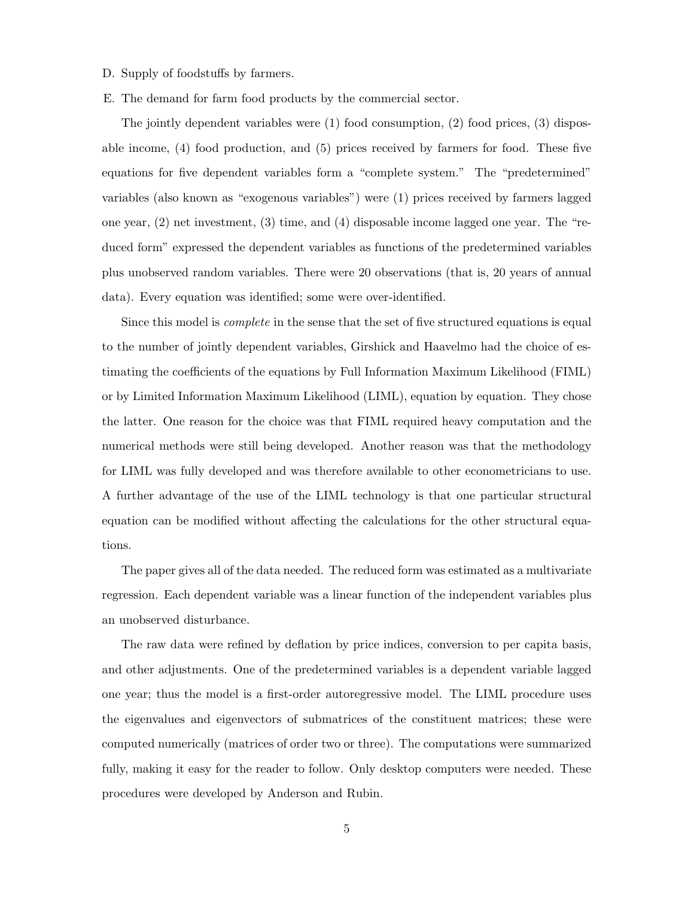D. Supply of foodstuffs by farmers.

E. The demand for farm food products by the commercial sector.

The jointly dependent variables were (1) food consumption, (2) food prices, (3) disposable income, (4) food production, and (5) prices received by farmers for food. These five equations for five dependent variables form a "complete system." The "predetermined" variables (also known as "exogenous variables") were (1) prices received by farmers lagged one year, (2) net investment, (3) time, and (4) disposable income lagged one year. The "reduced form" expressed the dependent variables as functions of the predetermined variables plus unobserved random variables. There were 20 observations (that is, 20 years of annual data). Every equation was identified; some were over-identified.

Since this model is *complete* in the sense that the set of five structured equations is equal to the number of jointly dependent variables, Girshick and Haavelmo had the choice of estimating the coefficients of the equations by Full Information Maximum Likelihood (FIML) or by Limited Information Maximum Likelihood (LIML), equation by equation. They chose the latter. One reason for the choice was that FIML required heavy computation and the numerical methods were still being developed. Another reason was that the methodology for LIML was fully developed and was therefore available to other econometricians to use. A further advantage of the use of the LIML technology is that one particular structural equation can be modified without affecting the calculations for the other structural equations.

The paper gives all of the data needed. The reduced form was estimated as a multivariate regression. Each dependent variable was a linear function of the independent variables plus an unobserved disturbance.

The raw data were refined by deflation by price indices, conversion to per capita basis, and other adjustments. One of the predetermined variables is a dependent variable lagged one year; thus the model is a first-order autoregressive model. The LIML procedure uses the eigenvalues and eigenvectors of submatrices of the constituent matrices; these were computed numerically (matrices of order two or three). The computations were summarized fully, making it easy for the reader to follow. Only desktop computers were needed. These procedures were developed by Anderson and Rubin.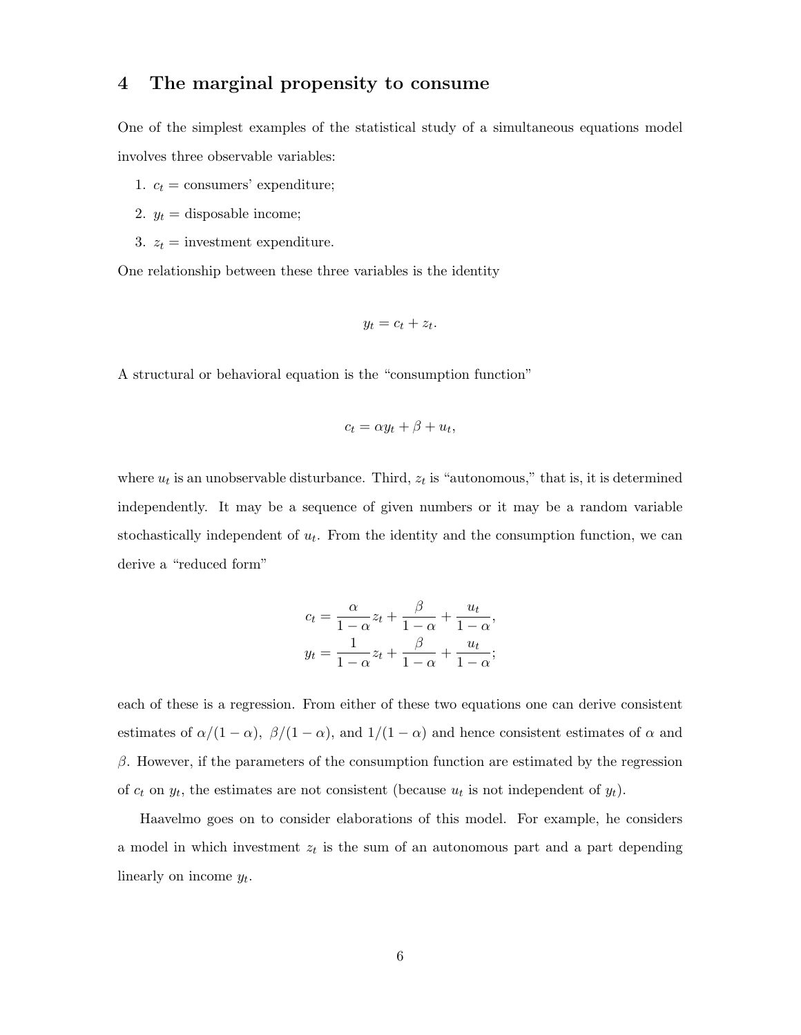## 4 The marginal propensity to consume

One of the simplest examples of the statistical study of a simultaneous equations model involves three observable variables:

1. $c_t$ = consumers' expenditure;
2. $y_t$ = disposable income;
3. $z_t$ = investment expenditure.

One relationship between these three variables is the identity

$$y_t = c_t + z_t.$$

A structural or behavioral equation is the "consumption function"

$$c_t = \alpha y_t + \beta + u_t,$$

where $u_t$ is an unobservable disturbance. Third, $z_t$ is "autonomous," that is, it is determined independently. It may be a sequence of given numbers or it may be a random variable stochastically independent of $u_t$. From the identity and the consumption function, we can derive a "reduced form"

$$c_t = \frac{\alpha}{1-\alpha} z_t + \frac{\beta}{1-\alpha} + \frac{u_t}{1-\alpha},$$
$$y_t = \frac{1}{1-\alpha} z_t + \frac{\beta}{1-\alpha} + \frac{u_t}{1-\alpha};$$

each of these is a regression. From either of these two equations one can derive consistent estimates of $\alpha/(1-\alpha)$, $\beta/(1-\alpha)$, and $1/(1-\alpha)$ and hence consistent estimates of $\alpha$ and $\beta$. However, if the parameters of the consumption function are estimated by the regression of $c_t$ on $y_t$, the estimates are not consistent (because $u_t$ is not independent of $y_t$).

Haavelmo goes on to consider elaborations of this model. For example, he considers a model in which investment $z_t$ is the sum of an autonomous part and a part depending linearly on income $y_t$.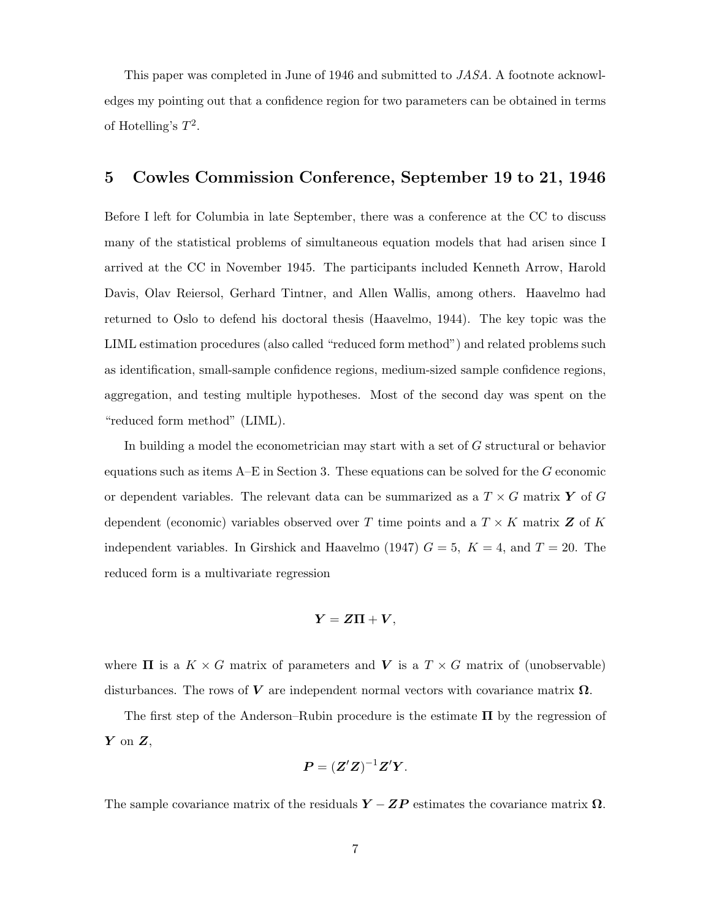This paper was completed in June of 1946 and submitted to *JASA*. A footnote acknowledges my pointing out that a confidence region for two parameters can be obtained in terms of Hotelling's $T^2$.

## 5 Cowles Commission Conference, September 19 to 21, 1946

Before I left for Columbia in late September, there was a conference at the CC to discuss many of the statistical problems of simultaneous equation models that had arisen since I arrived at the CC in November 1945. The participants included Kenneth Arrow, Harold Davis, Olav Reiersol, Gerhard Tintner, and Allen Wallis, among others. Haavelmo had returned to Oslo to defend his doctoral thesis (Haavelmo, 1944). The key topic was the LIML estimation procedures (also called "reduced form method") and related problems such as identification, small-sample confidence regions, medium-sized sample confidence regions, aggregation, and testing multiple hypotheses. Most of the second day was spent on the "reduced form method" (LIML).

In building a model the econometrician may start with a set of $G$ structural or behavior equations such as items A–E in Section 3. These equations can be solved for the $G$ economic or dependent variables. The relevant data can be summarized as a $T \times G$ matrix $\boldsymbol{Y}$ of $G$ dependent (economic) variables observed over $T$ time points and a $T \times K$ matrix $\boldsymbol{Z}$ of $K$ independent variables. In Girshick and Haavelmo (1947) $G = 5,\ K = 4$, and $T = 20$. The reduced form is a multivariate regression

$$\boldsymbol{Y} = \boldsymbol{Z}\boldsymbol{\Pi} + \boldsymbol{V},$$

where $\boldsymbol{\Pi}$ is a $K \times G$ matrix of parameters and $\boldsymbol{V}$ is a $T \times G$ matrix of (unobservable) disturbances. The rows of $\boldsymbol{V}$ are independent normal vectors with covariance matrix $\boldsymbol{\Omega}$.

The first step of the Anderson–Rubin procedure is the estimate $\boldsymbol{\Pi}$ by the regression of $\boldsymbol{Y}$ on $\boldsymbol{Z}$,

$$\boldsymbol{P} = (\boldsymbol{Z}'\boldsymbol{Z})^{-1}\boldsymbol{Z}'\boldsymbol{Y}.$$

The sample covariance matrix of the residuals $\boldsymbol{Y} - \boldsymbol{Z}\boldsymbol{P}$ estimates the covariance matrix $\boldsymbol{\Omega}$.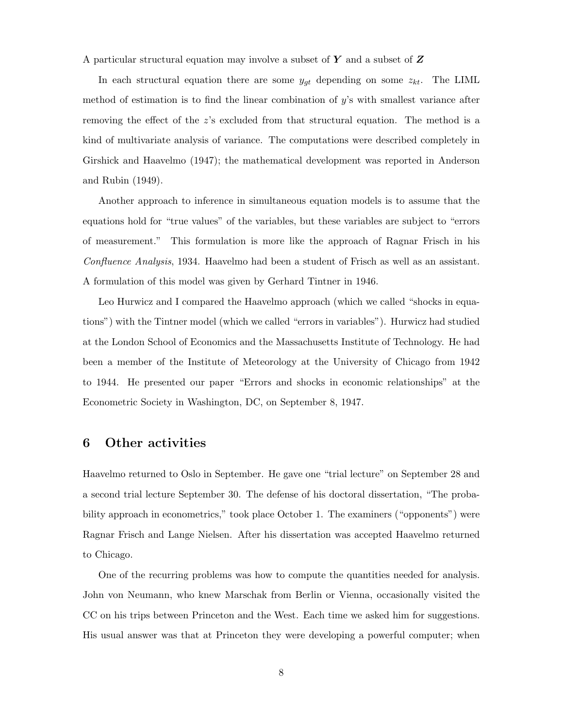A particular structural equation may involve a subset of $\boldsymbol{Y}$ and a subset of $\boldsymbol{Z}$

In each structural equation there are some $y_{gt}$ depending on some $z_{kt}$. The LIML method of estimation is to find the linear combination of $y$'s with smallest variance after removing the effect of the $z$'s excluded from that structural equation. The method is a kind of multivariate analysis of variance. The computations were described completely in Girshick and Haavelmo (1947); the mathematical development was reported in Anderson and Rubin (1949).

Another approach to inference in simultaneous equation models is to assume that the equations hold for "true values" of the variables, but these variables are subject to "errors of measurement." This formulation is more like the approach of Ragnar Frisch in his *Confluence Analysis*, 1934. Haavelmo had been a student of Frisch as well as an assistant. A formulation of this model was given by Gerhard Tintner in 1946.

Leo Hurwicz and I compared the Haavelmo approach (which we called "shocks in equations") with the Tintner model (which we called "errors in variables"). Hurwicz had studied at the London School of Economics and the Massachusetts Institute of Technology. He had been a member of the Institute of Meteorology at the University of Chicago from 1942 to 1944. He presented our paper "Errors and shocks in economic relationships" at the Econometric Society in Washington, DC, on September 8, 1947.

## 6 Other activities

Haavelmo returned to Oslo in September. He gave one "trial lecture" on September 28 and a second trial lecture September 30. The defense of his doctoral dissertation, "The probability approach in econometrics," took place October 1. The examiners ("opponents") were Ragnar Frisch and Lange Nielsen. After his dissertation was accepted Haavelmo returned to Chicago.

One of the recurring problems was how to compute the quantities needed for analysis. John von Neumann, who knew Marschak from Berlin or Vienna, occasionally visited the CC on his trips between Princeton and the West. Each time we asked him for suggestions. His usual answer was that at Princeton they were developing a powerful computer; when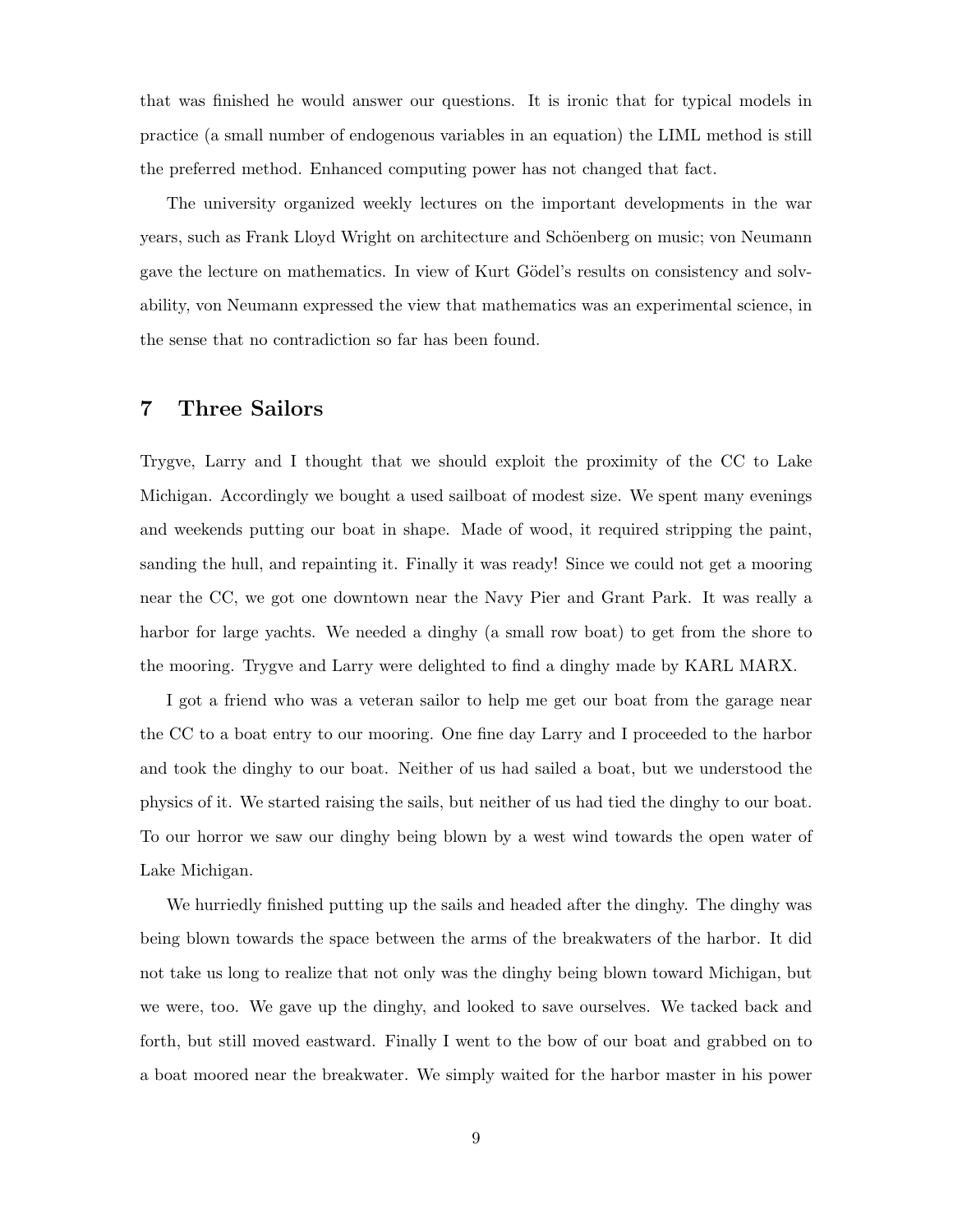that was finished he would answer our questions. It is ironic that for typical models in practice (a small number of endogenous variables in an equation) the LIML method is still the preferred method. Enhanced computing power has not changed that fact.

The university organized weekly lectures on the important developments in the war years, such as Frank Lloyd Wright on architecture and Schöenberg on music; von Neumann gave the lecture on mathematics. In view of Kurt Gödel's results on consistency and solvability, von Neumann expressed the view that mathematics was an experimental science, in the sense that no contradiction so far has been found.

## 7 Three Sailors

Trygve, Larry and I thought that we should exploit the proximity of the CC to Lake Michigan. Accordingly we bought a used sailboat of modest size. We spent many evenings and weekends putting our boat in shape. Made of wood, it required stripping the paint, sanding the hull, and repainting it. Finally it was ready! Since we could not get a mooring near the CC, we got one downtown near the Navy Pier and Grant Park. It was really a harbor for large yachts. We needed a dinghy (a small row boat) to get from the shore to the mooring. Trygve and Larry were delighted to find a dinghy made by KARL MARX.

I got a friend who was a veteran sailor to help me get our boat from the garage near the CC to a boat entry to our mooring. One fine day Larry and I proceeded to the harbor and took the dinghy to our boat. Neither of us had sailed a boat, but we understood the physics of it. We started raising the sails, but neither of us had tied the dinghy to our boat. To our horror we saw our dinghy being blown by a west wind towards the open water of Lake Michigan.

We hurriedly finished putting up the sails and headed after the dinghy. The dinghy was being blown towards the space between the arms of the breakwaters of the harbor. It did not take us long to realize that not only was the dinghy being blown toward Michigan, but we were, too. We gave up the dinghy, and looked to save ourselves. We tacked back and forth, but still moved eastward. Finally I went to the bow of our boat and grabbed on to a boat moored near the breakwater. We simply waited for the harbor master in his power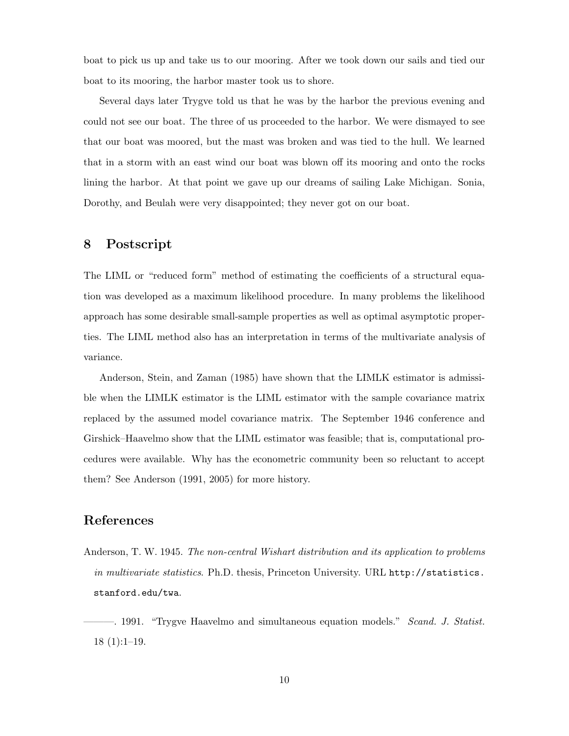boat to pick us up and take us to our mooring. After we took down our sails and tied our boat to its mooring, the harbor master took us to shore.

Several days later Trygve told us that he was by the harbor the previous evening and could not see our boat. The three of us proceeded to the harbor. We were dismayed to see that our boat was moored, but the mast was broken and was tied to the hull. We learned that in a storm with an east wind our boat was blown off its mooring and onto the rocks lining the harbor. At that point we gave up our dreams of sailing Lake Michigan. Sonia, Dorothy, and Beulah were very disappointed; they never got on our boat.

## 8 Postscript

The LIML or "reduced form" method of estimating the coefficients of a structural equation was developed as a maximum likelihood procedure. In many problems the likelihood approach has some desirable small-sample properties as well as optimal asymptotic properties. The LIML method also has an interpretation in terms of the multivariate analysis of variance.

Anderson, Stein, and Zaman (1985) have shown that the LIMLK estimator is admissible when the LIMLK estimator is the LIML estimator with the sample covariance matrix replaced by the assumed model covariance matrix. The September 1946 conference and Girshick–Haavelmo show that the LIML estimator was feasible; that is, computational procedures were available. Why has the econometric community been so reluctant to accept them? See Anderson (1991, 2005) for more history.

## References

Anderson, T. W. 1945. *The non-central Wishart distribution and its application to problems in multivariate statistics*. Ph.D. thesis, Princeton University. URL `http://statistics.stanford.edu/twa`.

———. 1991. "Trygve Haavelmo and simultaneous equation models." *Scand. J. Statist.* 18 (1):1–19.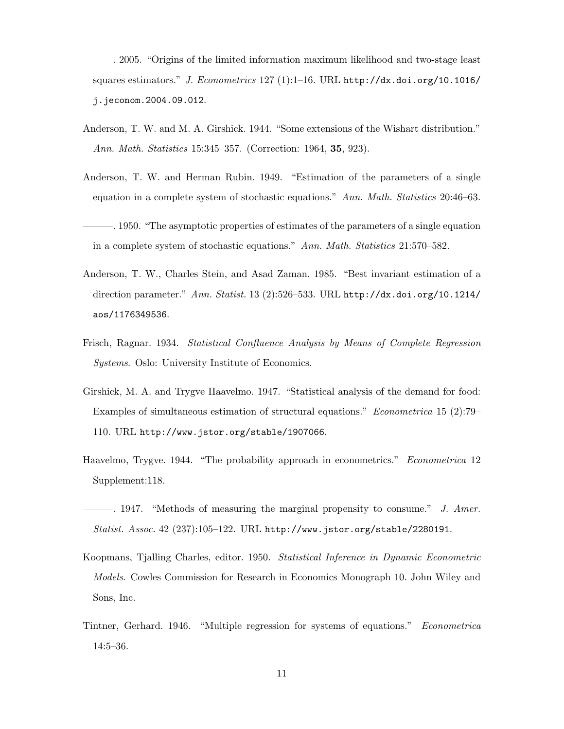———. 2005. "Origins of the limited information maximum likelihood and two-stage least squares estimators." *J. Econometrics* 127 (1):1–16. URL http://dx.doi.org/10.1016/j.jeconom.2004.09.012.

Anderson, T. W. and M. A. Girshick. 1944. "Some extensions of the Wishart distribution." *Ann. Math. Statistics* 15:345–357. (Correction: 1964, **35**, 923).

Anderson, T. W. and Herman Rubin. 1949. "Estimation of the parameters of a single equation in a complete system of stochastic equations." *Ann. Math. Statistics* 20:46–63.

———. 1950. "The asymptotic properties of estimates of the parameters of a single equation in a complete system of stochastic equations." *Ann. Math. Statistics* 21:570–582.

Anderson, T. W., Charles Stein, and Asad Zaman. 1985. "Best invariant estimation of a direction parameter." *Ann. Statist.* 13 (2):526–533. URL http://dx.doi.org/10.1214/aos/1176349536.

Frisch, Ragnar. 1934. *Statistical Confluence Analysis by Means of Complete Regression Systems*. Oslo: University Institute of Economics.

Girshick, M. A. and Trygve Haavelmo. 1947. "Statistical analysis of the demand for food: Examples of simultaneous estimation of structural equations." *Econometrica* 15 (2):79–110. URL http://www.jstor.org/stable/1907066.

Haavelmo, Trygve. 1944. "The probability approach in econometrics." *Econometrica* 12 Supplement:118.

———. 1947. "Methods of measuring the marginal propensity to consume." *J. Amer. Statist. Assoc.* 42 (237):105–122. URL http://www.jstor.org/stable/2280191.

Koopmans, Tjalling Charles, editor. 1950. *Statistical Inference in Dynamic Econometric Models*. Cowles Commission for Research in Economics Monograph 10. John Wiley and Sons, Inc.

Tintner, Gerhard. 1946. "Multiple regression for systems of equations." *Econometrica* 14:5–36.